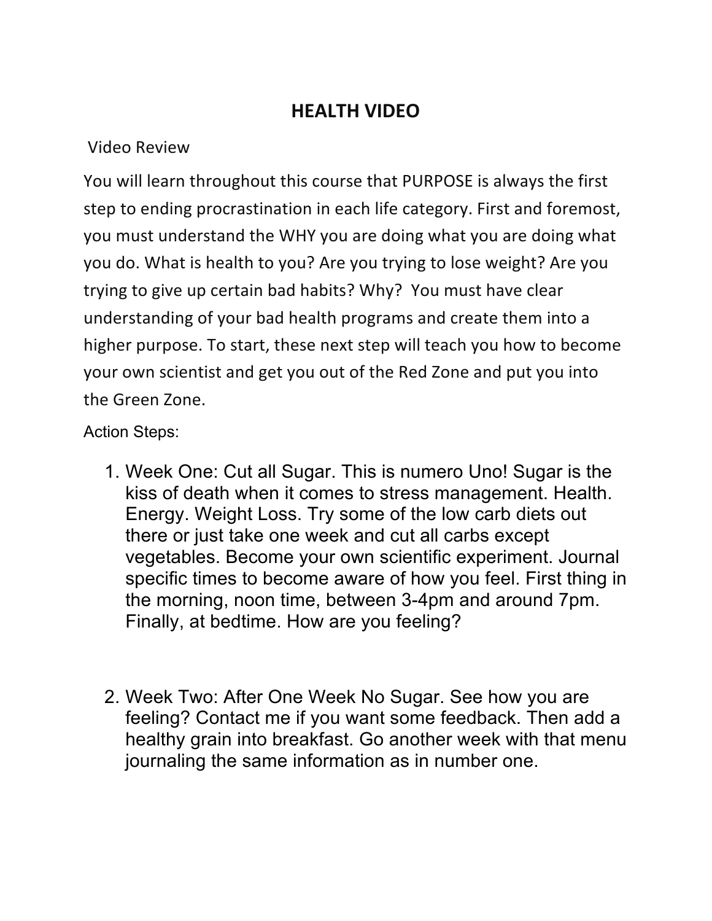# HEALTH VIDEO

Video Review

You will learn throughout this course that PURPOSE is always the first step to ending procrastination in each life category. First and foremost, you must understand the WHY you are doing what you are doing what you do. What is health to you? Are you trying to lose weight? Are you trying to give up certain bad habits? Why? You must have clear understanding of your bad health programs and create them into a higher purpose. To start, these next step will teach you how to become your own scientist and get you out of the Red Zone and put you into the Green Zone.

Action Steps:

1. Week One: Cut all Sugar. This is numero Uno! Sugar is the kiss of death when it comes to stress management. Health. Energy. Weight Loss. Try some of the low carb diets out there or just take one week and cut all carbs except vegetables. Become your own scientific experiment. Journal specific times to become aware of how you feel. First thing in the morning, noon time, between 3-4pm and around 7pm. Finally, at bedtime. How are you feeling?

2. Week Two: After One Week No Sugar. See how you are feeling? Contact me if you want some feedback. Then add a healthy grain into breakfast. Go another week with that menu journaling the same information as in number one.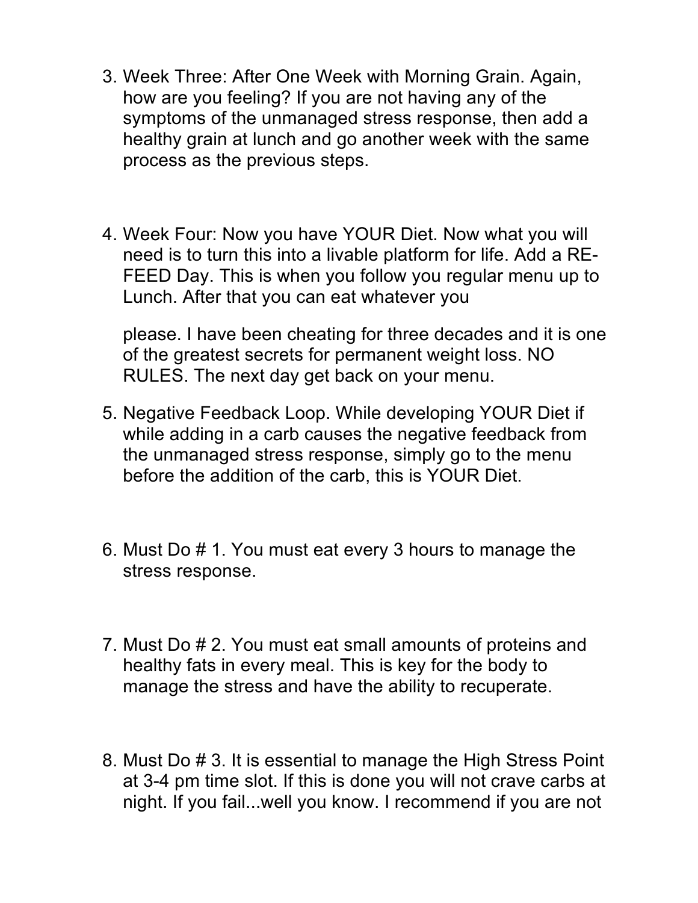3. Week Three: After One Week with Morning Grain. Again, how are you feeling? If you are not having any of the symptoms of the unmanaged stress response, then add a healthy grain at lunch and go another week with the same process as the previous steps.

4. Week Four: Now you have YOUR Diet. Now what you will need is to turn this into a livable platform for life. Add a RE-FEED Day. This is when you follow you regular menu up to Lunch. After that you can eat whatever you

   please. I have been cheating for three decades and it is one of the greatest secrets for permanent weight loss. NO RULES. The next day get back on your menu.

5. Negative Feedback Loop. While developing YOUR Diet if while adding in a carb causes the negative feedback from the unmanaged stress response, simply go to the menu before the addition of the carb, this is YOUR Diet.

6. Must Do # 1. You must eat every 3 hours to manage the stress response.

7. Must Do # 2. You must eat small amounts of proteins and healthy fats in every meal. This is key for the body to manage the stress and have the ability to recuperate.

8. Must Do # 3. It is essential to manage the High Stress Point at 3-4 pm time slot. If this is done you will not crave carbs at night. If you fail...well you know. I recommend if you are not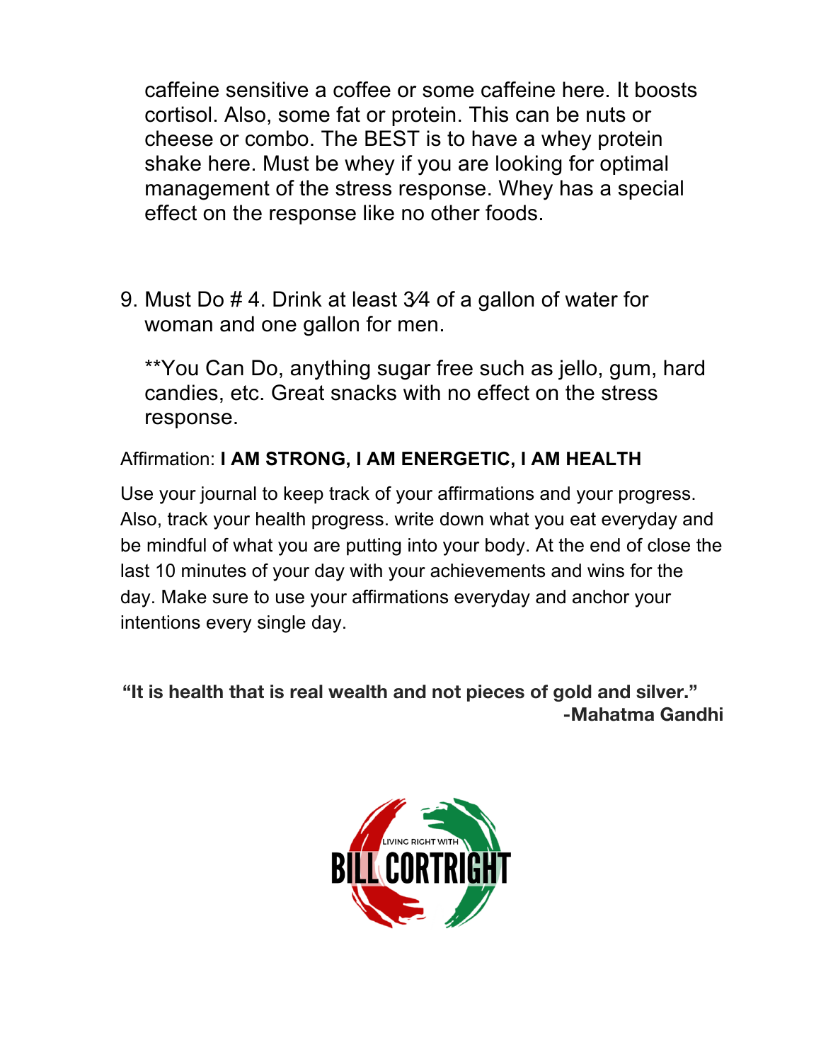caffeine sensitive a coffee or some caffeine here. It boosts cortisol. Also, some fat or protein. This can be nuts or cheese or combo. The BEST is to have a whey protein shake here. Must be whey if you are looking for optimal management of the stress response. Whey has a special effect on the response like no other foods.

9. Must Do # 4. Drink at least 3⁄4 of a gallon of water for woman and one gallon for men.

   **You Can Do, anything sugar free such as jello, gum, hard candies, etc. Great snacks with no effect on the stress response.

Affirmation: **I AM STRONG, I AM ENERGETIC, I AM HEALTH**

Use your journal to keep track of your affirmations and your progress. Also, track your health progress. write down what you eat everyday and be mindful of what you are putting into your body. At the end of close the last 10 minutes of your day with your achievements and wins for the day. Make sure to use your affirmations everyday and anchor your intentions every single day.

**"It is health that is real wealth and not pieces of gold and silver."**
**-Mahatma Gandhi**

LIVING RIGHT WITH
BILL CORTRIGHT